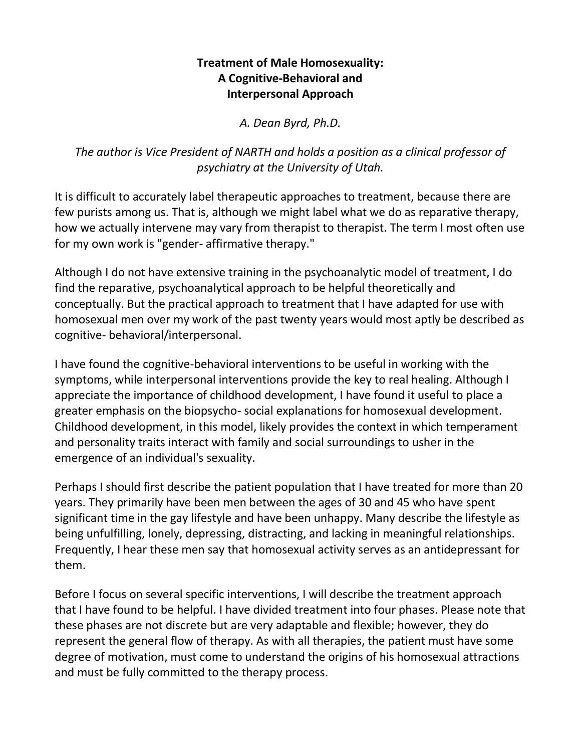# Treatment of Male Homosexuality: A Cognitive-Behavioral and Interpersonal Approach

*A. Dean Byrd, Ph.D.*

*The author is Vice President of NARTH and holds a position as a clinical professor of psychiatry at the University of Utah.*

It is difficult to accurately label therapeutic approaches to treatment, because there are few purists among us. That is, although we might label what we do as reparative therapy, how we actually intervene may vary from therapist to therapist. The term I most often use for my own work is "gender- affirmative therapy."

Although I do not have extensive training in the psychoanalytic model of treatment, I do find the reparative, psychoanalytical approach to be helpful theoretically and conceptually. But the practical approach to treatment that I have adapted for use with homosexual men over my work of the past twenty years would most aptly be described as cognitive- behavioral/interpersonal.

I have found the cognitive-behavioral interventions to be useful in working with the symptoms, while interpersonal interventions provide the key to real healing. Although I appreciate the importance of childhood development, I have found it useful to place a greater emphasis on the biopsycho- social explanations for homosexual development. Childhood development, in this model, likely provides the context in which temperament and personality traits interact with family and social surroundings to usher in the emergence of an individual's sexuality.

Perhaps I should first describe the patient population that I have treated for more than 20 years. They primarily have been men between the ages of 30 and 45 who have spent significant time in the gay lifestyle and have been unhappy. Many describe the lifestyle as being unfulfilling, lonely, depressing, distracting, and lacking in meaningful relationships. Frequently, I hear these men say that homosexual activity serves as an antidepressant for them.

Before I focus on several specific interventions, I will describe the treatment approach that I have found to be helpful. I have divided treatment into four phases. Please note that these phases are not discrete but are very adaptable and flexible; however, they do represent the general flow of therapy. As with all therapies, the patient must have some degree of motivation, must come to understand the origins of his homosexual attractions and must be fully committed to the therapy process.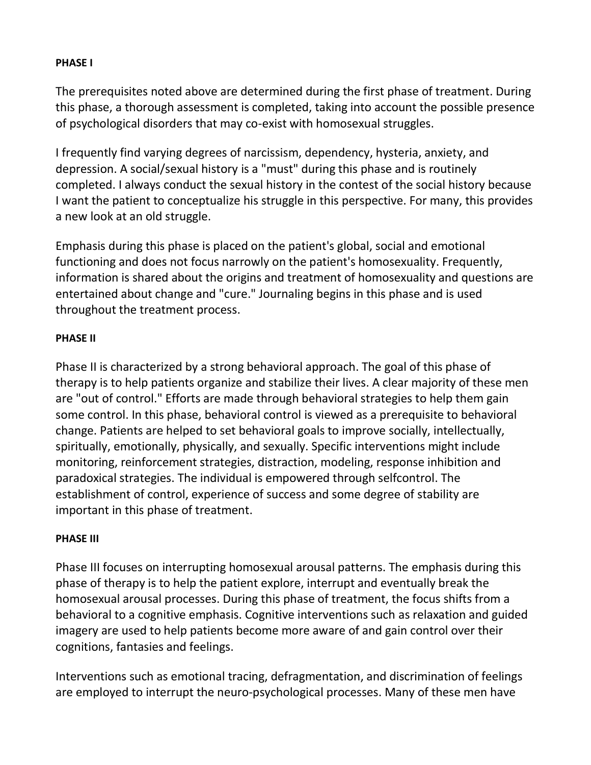**PHASE I**

The prerequisites noted above are determined during the first phase of treatment. During this phase, a thorough assessment is completed, taking into account the possible presence of psychological disorders that may co-exist with homosexual struggles.

I frequently find varying degrees of narcissism, dependency, hysteria, anxiety, and depression. A social/sexual history is a "must" during this phase and is routinely completed. I always conduct the sexual history in the contest of the social history because I want the patient to conceptualize his struggle in this perspective. For many, this provides a new look at an old struggle.

Emphasis during this phase is placed on the patient's global, social and emotional functioning and does not focus narrowly on the patient's homosexuality. Frequently, information is shared about the origins and treatment of homosexuality and questions are entertained about change and "cure." Journaling begins in this phase and is used throughout the treatment process.

**PHASE II**

Phase II is characterized by a strong behavioral approach. The goal of this phase of therapy is to help patients organize and stabilize their lives. A clear majority of these men are "out of control." Efforts are made through behavioral strategies to help them gain some control. In this phase, behavioral control is viewed as a prerequisite to behavioral change. Patients are helped to set behavioral goals to improve socially, intellectually, spiritually, emotionally, physically, and sexually. Specific interventions might include monitoring, reinforcement strategies, distraction, modeling, response inhibition and paradoxical strategies. The individual is empowered through selfcontrol. The establishment of control, experience of success and some degree of stability are important in this phase of treatment.

**PHASE III**

Phase III focuses on interrupting homosexual arousal patterns. The emphasis during this phase of therapy is to help the patient explore, interrupt and eventually break the homosexual arousal processes. During this phase of treatment, the focus shifts from a behavioral to a cognitive emphasis. Cognitive interventions such as relaxation and guided imagery are used to help patients become more aware of and gain control over their cognitions, fantasies and feelings.

Interventions such as emotional tracing, defragmentation, and discrimination of feelings are employed to interrupt the neuro-psychological processes. Many of these men have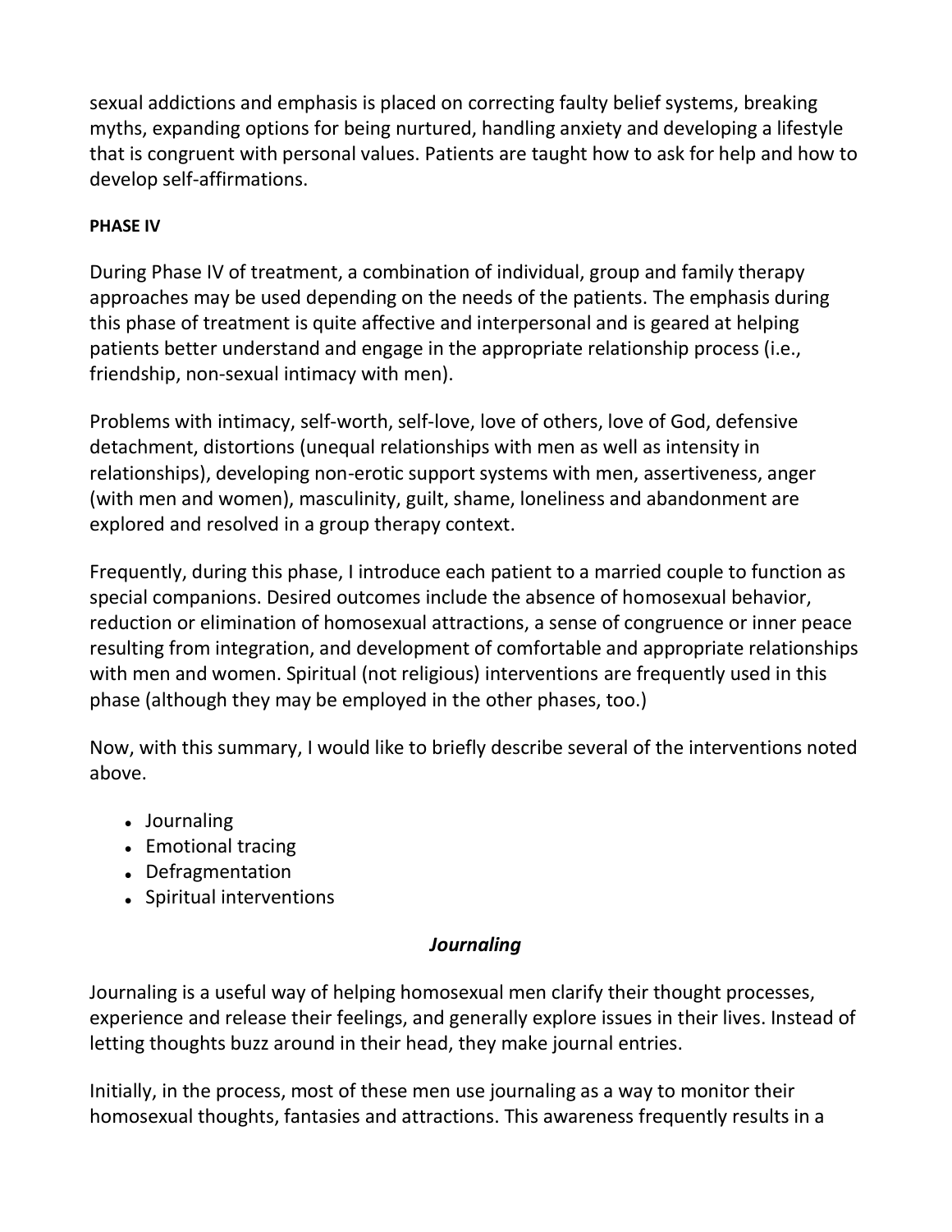sexual addictions and emphasis is placed on correcting faulty belief systems, breaking myths, expanding options for being nurtured, handling anxiety and developing a lifestyle that is congruent with personal values. Patients are taught how to ask for help and how to develop self-affirmations.

**PHASE IV**

During Phase IV of treatment, a combination of individual, group and family therapy approaches may be used depending on the needs of the patients. The emphasis during this phase of treatment is quite affective and interpersonal and is geared at helping patients better understand and engage in the appropriate relationship process (i.e., friendship, non-sexual intimacy with men).

Problems with intimacy, self-worth, self-love, love of others, love of God, defensive detachment, distortions (unequal relationships with men as well as intensity in relationships), developing non-erotic support systems with men, assertiveness, anger (with men and women), masculinity, guilt, shame, loneliness and abandonment are explored and resolved in a group therapy context.

Frequently, during this phase, I introduce each patient to a married couple to function as special companions. Desired outcomes include the absence of homosexual behavior, reduction or elimination of homosexual attractions, a sense of congruence or inner peace resulting from integration, and development of comfortable and appropriate relationships with men and women. Spiritual (not religious) interventions are frequently used in this phase (although they may be employed in the other phases, too.)

Now, with this summary, I would like to briefly describe several of the interventions noted above.

- Journaling
- Emotional tracing
- Defragmentation
- Spiritual interventions

***Journaling***

Journaling is a useful way of helping homosexual men clarify their thought processes, experience and release their feelings, and generally explore issues in their lives. Instead of letting thoughts buzz around in their head, they make journal entries.

Initially, in the process, most of these men use journaling as a way to monitor their homosexual thoughts, fantasies and attractions. This awareness frequently results in a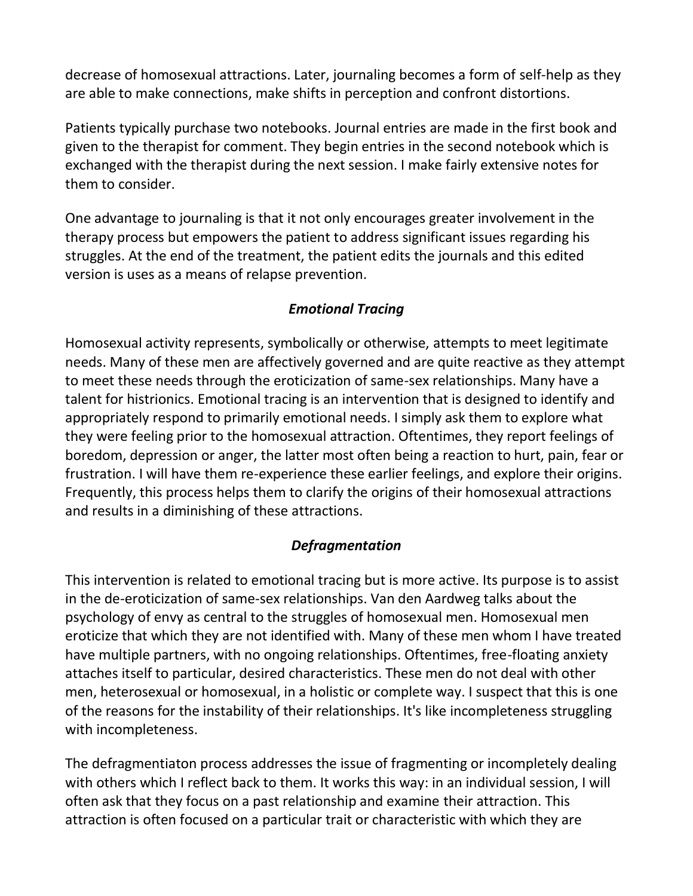decrease of homosexual attractions. Later, journaling becomes a form of self-help as they are able to make connections, make shifts in perception and confront distortions.

Patients typically purchase two notebooks. Journal entries are made in the first book and given to the therapist for comment. They begin entries in the second notebook which is exchanged with the therapist during the next session. I make fairly extensive notes for them to consider.

One advantage to journaling is that it not only encourages greater involvement in the therapy process but empowers the patient to address significant issues regarding his struggles. At the end of the treatment, the patient edits the journals and this edited version is uses as a means of relapse prevention.

### *Emotional Tracing*

Homosexual activity represents, symbolically or otherwise, attempts to meet legitimate needs. Many of these men are affectively governed and are quite reactive as they attempt to meet these needs through the eroticization of same-sex relationships. Many have a talent for histrionics. Emotional tracing is an intervention that is designed to identify and appropriately respond to primarily emotional needs. I simply ask them to explore what they were feeling prior to the homosexual attraction. Oftentimes, they report feelings of boredom, depression or anger, the latter most often being a reaction to hurt, pain, fear or frustration. I will have them re-experience these earlier feelings, and explore their origins. Frequently, this process helps them to clarify the origins of their homosexual attractions and results in a diminishing of these attractions.

### *Defragmentation*

This intervention is related to emotional tracing but is more active. Its purpose is to assist in the de-eroticization of same-sex relationships. Van den Aardweg talks about the psychology of envy as central to the struggles of homosexual men. Homosexual men eroticize that which they are not identified with. Many of these men whom I have treated have multiple partners, with no ongoing relationships. Oftentimes, free-floating anxiety attaches itself to particular, desired characteristics. These men do not deal with other men, heterosexual or homosexual, in a holistic or complete way. I suspect that this is one of the reasons for the instability of their relationships. It's like incompleteness struggling with incompleteness.

The defragmentiaton process addresses the issue of fragmenting or incompletely dealing with others which I reflect back to them. It works this way: in an individual session, I will often ask that they focus on a past relationship and examine their attraction. This attraction is often focused on a particular trait or characteristic with which they are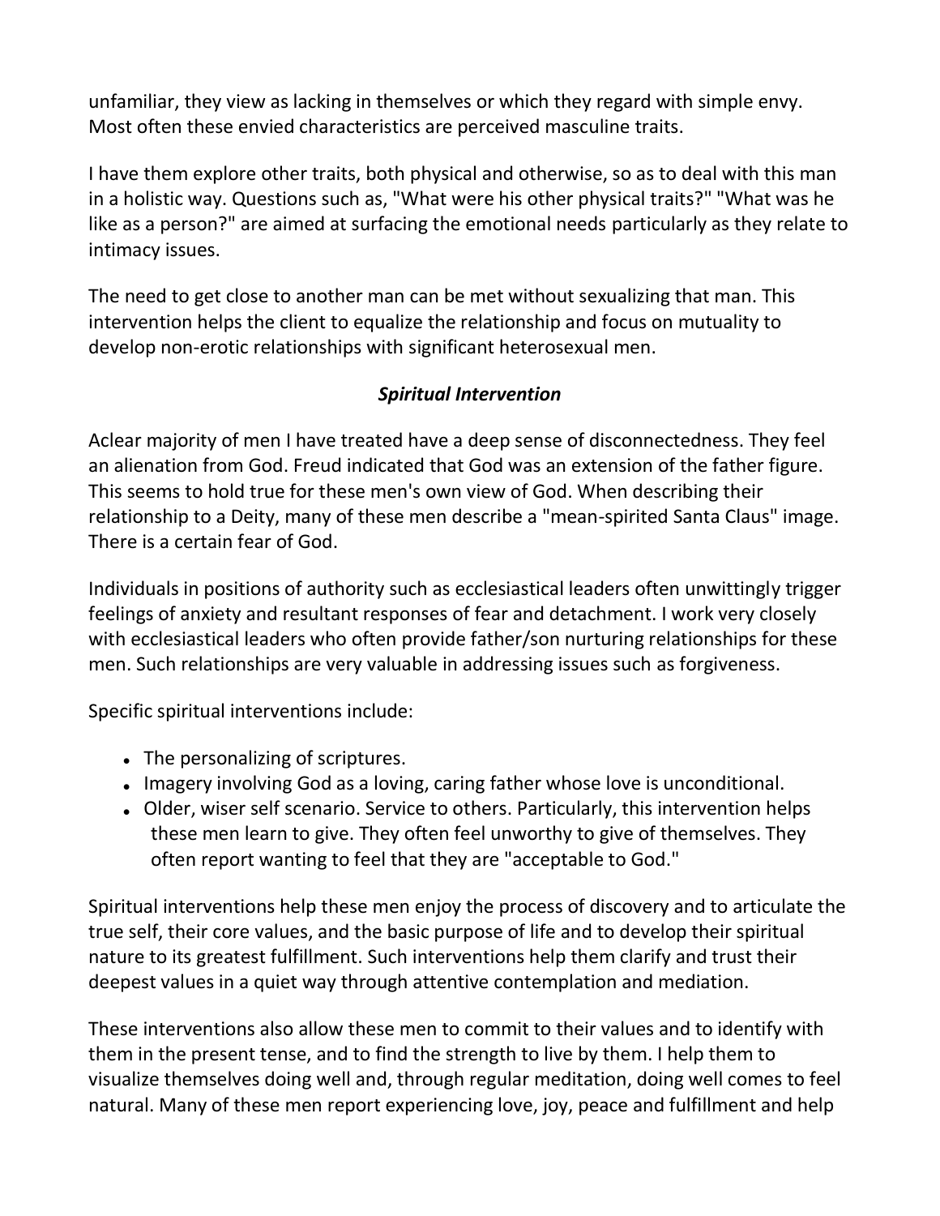unfamiliar, they view as lacking in themselves or which they regard with simple envy. Most often these envied characteristics are perceived masculine traits.

I have them explore other traits, both physical and otherwise, so as to deal with this man in a holistic way. Questions such as, "What were his other physical traits?" "What was he like as a person?" are aimed at surfacing the emotional needs particularly as they relate to intimacy issues.

The need to get close to another man can be met without sexualizing that man. This intervention helps the client to equalize the relationship and focus on mutuality to develop non-erotic relationships with significant heterosexual men.

### *Spiritual Intervention*

Aclear majority of men I have treated have a deep sense of disconnectedness. They feel an alienation from God. Freud indicated that God was an extension of the father figure. This seems to hold true for these men's own view of God. When describing their relationship to a Deity, many of these men describe a "mean-spirited Santa Claus" image. There is a certain fear of God.

Individuals in positions of authority such as ecclesiastical leaders often unwittingly trigger feelings of anxiety and resultant responses of fear and detachment. I work very closely with ecclesiastical leaders who often provide father/son nurturing relationships for these men. Such relationships are very valuable in addressing issues such as forgiveness.

Specific spiritual interventions include:

- The personalizing of scriptures.
- Imagery involving God as a loving, caring father whose love is unconditional.
- Older, wiser self scenario. Service to others. Particularly, this intervention helps these men learn to give. They often feel unworthy to give of themselves. They often report wanting to feel that they are "acceptable to God."

Spiritual interventions help these men enjoy the process of discovery and to articulate the true self, their core values, and the basic purpose of life and to develop their spiritual nature to its greatest fulfillment. Such interventions help them clarify and trust their deepest values in a quiet way through attentive contemplation and mediation.

These interventions also allow these men to commit to their values and to identify with them in the present tense, and to find the strength to live by them. I help them to visualize themselves doing well and, through regular meditation, doing well comes to feel natural. Many of these men report experiencing love, joy, peace and fulfillment and help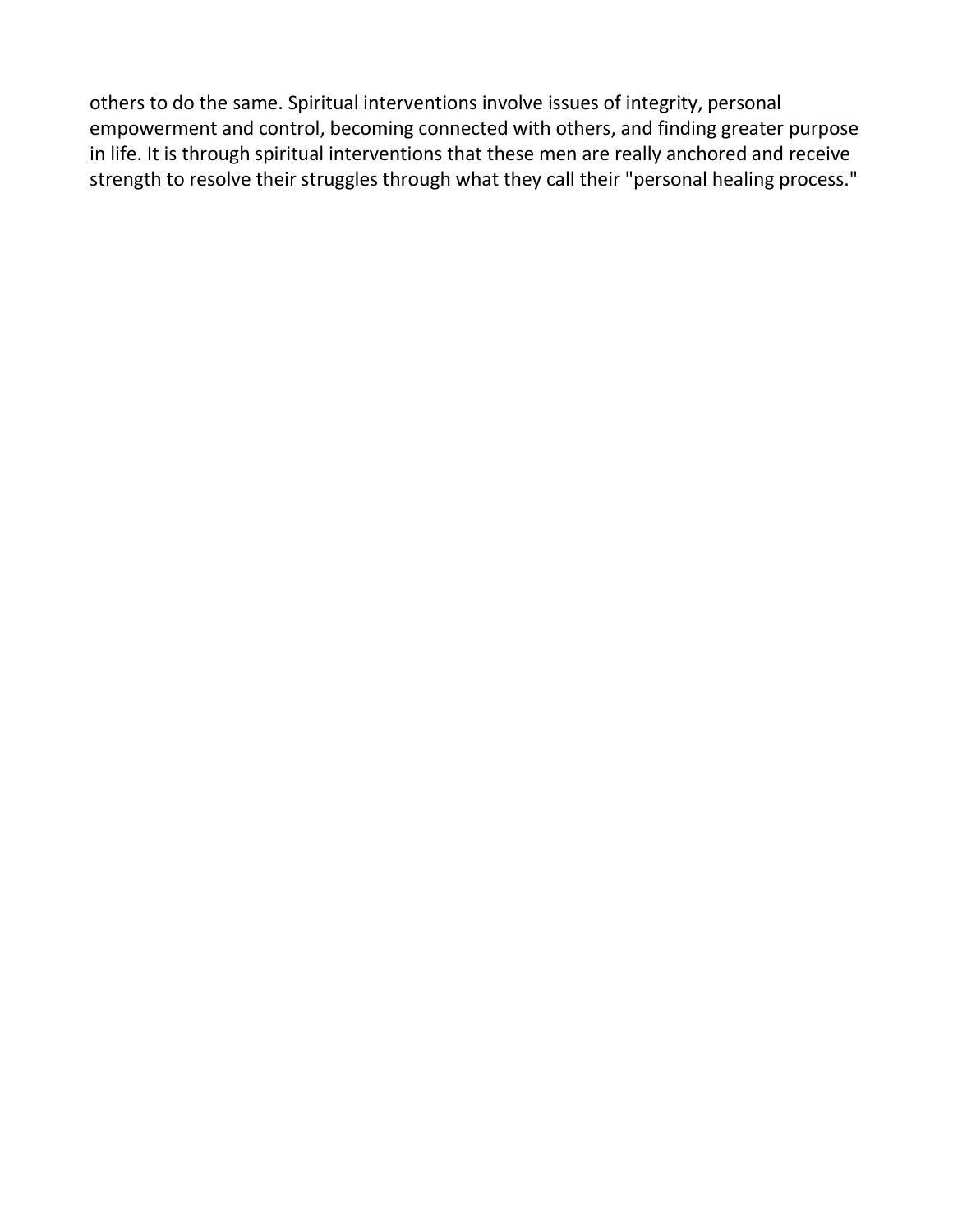others to do the same. Spiritual interventions involve issues of integrity, personal empowerment and control, becoming connected with others, and finding greater purpose in life. It is through spiritual interventions that these men are really anchored and receive strength to resolve their struggles through what they call their "personal healing process."